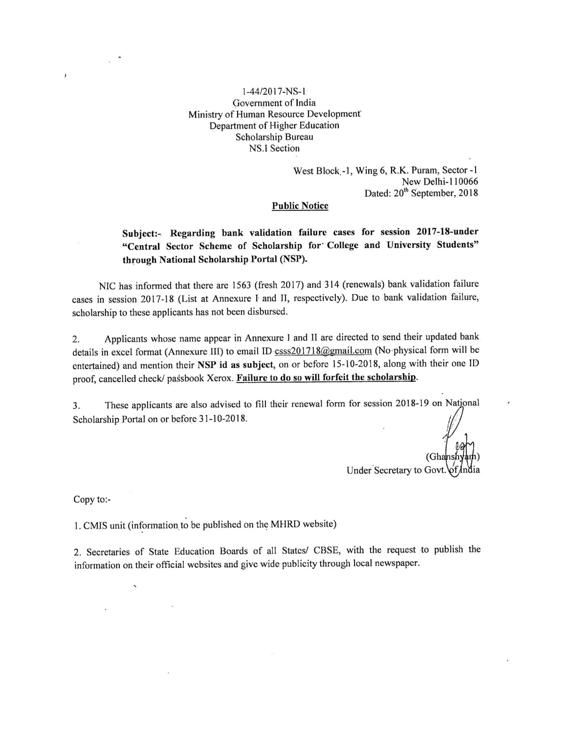1-44/2017-NS-I
Government of India
Ministry of Human Resource Development
Department of Higher Education
Scholarship Bureau
NS.I Section

West Block,-1, Wing 6, R.K. Puram, Sector -1
New Delhi-110066
Dated: 20th September, 2018

**Public Notice**

**Subject:- Regarding bank validation failure cases for session 2017-18-under "Central Sector Scheme of Scholarship for College and University Students" through National Scholarship Portal (NSP).**

NIC has informed that there are 1563 (fresh 2017) and 314 (renewals) bank validation failure cases in session 2017-18 (List at Annexure I and II, respectively). Due to bank validation failure, scholarship to these applicants has not been disbursed.

2. Applicants whose name appear in Annexure I and II are directed to send their updated bank details in excel format (Annexure III) to email ID csss201718@gmail.com (No physical form will be entertained) and mention their **NSP id as subject**, on or before 15-10-2018, along with their one ID proof, cancelled check/ passbook Xerox. **Failure to do so will forfeit the scholarship.**

3. These applicants are also advised to fill their renewal form for session 2018-19 on National Scholarship Portal on or before 31-10-2018.

(Ghanshyam)
Under Secretary to Govt. of India

Copy to:-

1. CMIS unit (information to be published on the MHRD website)

2. Secretaries of State Education Boards of all States/ CBSE, with the request to publish the information on their official websites and give wide publicity through local newspaper.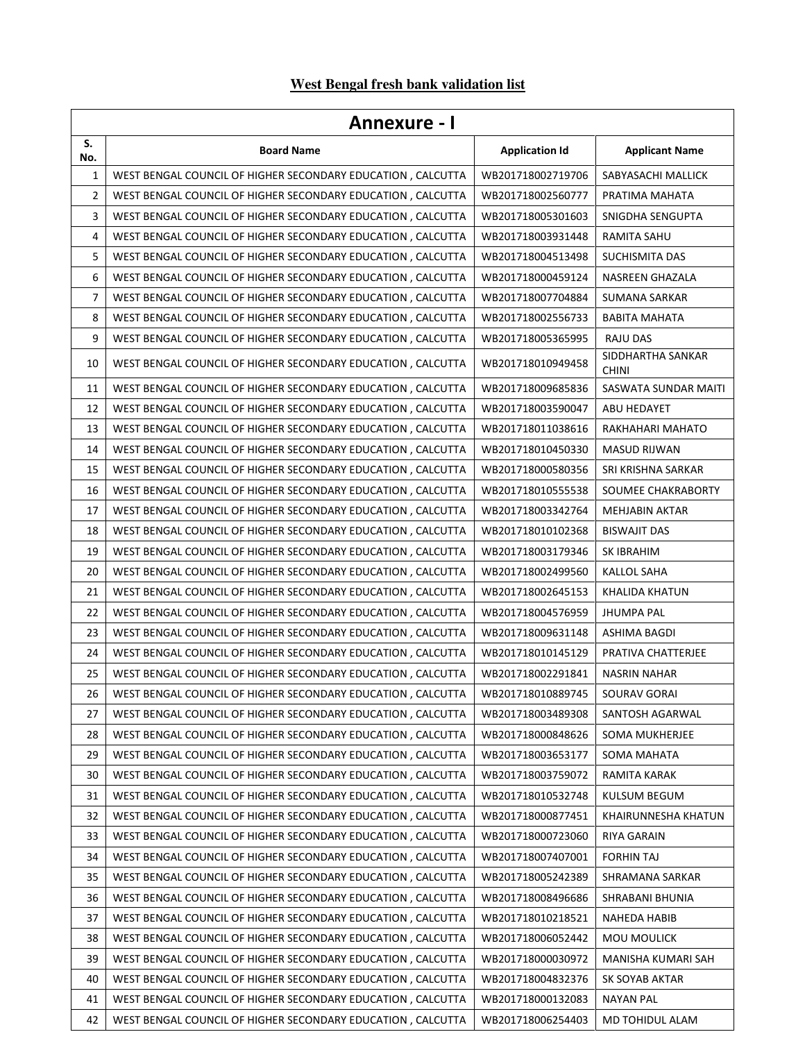**West Bengal fresh bank validation list**

| Annexure - I | | | |
|---|---|---|---|
| S. No. | Board Name | Application Id | Applicant Name |
| 1 | WEST BENGAL COUNCIL OF HIGHER SECONDARY EDUCATION , CALCUTTA | WB201718002719706 | SABYASACHI MALLICK |
| 2 | WEST BENGAL COUNCIL OF HIGHER SECONDARY EDUCATION , CALCUTTA | WB201718002560777 | PRATIMA MAHATA |
| 3 | WEST BENGAL COUNCIL OF HIGHER SECONDARY EDUCATION , CALCUTTA | WB201718005301603 | SNIGDHA SENGUPTA |
| 4 | WEST BENGAL COUNCIL OF HIGHER SECONDARY EDUCATION , CALCUTTA | WB201718003931448 | RAMITA SAHU |
| 5 | WEST BENGAL COUNCIL OF HIGHER SECONDARY EDUCATION , CALCUTTA | WB201718004513498 | SUCHISMITA DAS |
| 6 | WEST BENGAL COUNCIL OF HIGHER SECONDARY EDUCATION , CALCUTTA | WB201718000459124 | NASREEN GHAZALA |
| 7 | WEST BENGAL COUNCIL OF HIGHER SECONDARY EDUCATION , CALCUTTA | WB201718007704884 | SUMANA SARKAR |
| 8 | WEST BENGAL COUNCIL OF HIGHER SECONDARY EDUCATION , CALCUTTA | WB201718002556733 | BABITA MAHATA |
| 9 | WEST BENGAL COUNCIL OF HIGHER SECONDARY EDUCATION , CALCUTTA | WB201718005365995 | RAJU DAS |
| 10 | WEST BENGAL COUNCIL OF HIGHER SECONDARY EDUCATION , CALCUTTA | WB201718010949458 | SIDDHARTHA SANKAR CHINI |
| 11 | WEST BENGAL COUNCIL OF HIGHER SECONDARY EDUCATION , CALCUTTA | WB201718009685836 | SASWATA SUNDAR MAITI |
| 12 | WEST BENGAL COUNCIL OF HIGHER SECONDARY EDUCATION , CALCUTTA | WB201718003590047 | ABU HEDAYET |
| 13 | WEST BENGAL COUNCIL OF HIGHER SECONDARY EDUCATION , CALCUTTA | WB201718011038616 | RAKHAHARI MAHATO |
| 14 | WEST BENGAL COUNCIL OF HIGHER SECONDARY EDUCATION , CALCUTTA | WB201718010450330 | MASUD RIJWAN |
| 15 | WEST BENGAL COUNCIL OF HIGHER SECONDARY EDUCATION , CALCUTTA | WB201718000580356 | SRI KRISHNA SARKAR |
| 16 | WEST BENGAL COUNCIL OF HIGHER SECONDARY EDUCATION , CALCUTTA | WB201718010555538 | SOUMEE CHAKRABORTY |
| 17 | WEST BENGAL COUNCIL OF HIGHER SECONDARY EDUCATION , CALCUTTA | WB201718003342764 | MEHJABIN AKTAR |
| 18 | WEST BENGAL COUNCIL OF HIGHER SECONDARY EDUCATION , CALCUTTA | WB201718010102368 | BISWAJIT DAS |
| 19 | WEST BENGAL COUNCIL OF HIGHER SECONDARY EDUCATION , CALCUTTA | WB201718003179346 | SK IBRAHIM |
| 20 | WEST BENGAL COUNCIL OF HIGHER SECONDARY EDUCATION , CALCUTTA | WB201718002499560 | KALLOL SAHA |
| 21 | WEST BENGAL COUNCIL OF HIGHER SECONDARY EDUCATION , CALCUTTA | WB201718002645153 | KHALIDA KHATUN |
| 22 | WEST BENGAL COUNCIL OF HIGHER SECONDARY EDUCATION , CALCUTTA | WB201718004576959 | JHUMPA PAL |
| 23 | WEST BENGAL COUNCIL OF HIGHER SECONDARY EDUCATION , CALCUTTA | WB201718009631148 | ASHIMA BAGDI |
| 24 | WEST BENGAL COUNCIL OF HIGHER SECONDARY EDUCATION , CALCUTTA | WB201718010145129 | PRATIVA CHATTERJEE |
| 25 | WEST BENGAL COUNCIL OF HIGHER SECONDARY EDUCATION , CALCUTTA | WB201718002291841 | NASRIN NAHAR |
| 26 | WEST BENGAL COUNCIL OF HIGHER SECONDARY EDUCATION , CALCUTTA | WB201718010889745 | SOURAV GORAI |
| 27 | WEST BENGAL COUNCIL OF HIGHER SECONDARY EDUCATION , CALCUTTA | WB201718003489308 | SANTOSH AGARWAL |
| 28 | WEST BENGAL COUNCIL OF HIGHER SECONDARY EDUCATION , CALCUTTA | WB201718000848626 | SOMA MUKHERJEE |
| 29 | WEST BENGAL COUNCIL OF HIGHER SECONDARY EDUCATION , CALCUTTA | WB201718003653177 | SOMA MAHATA |
| 30 | WEST BENGAL COUNCIL OF HIGHER SECONDARY EDUCATION , CALCUTTA | WB201718003759072 | RAMITA KARAK |
| 31 | WEST BENGAL COUNCIL OF HIGHER SECONDARY EDUCATION , CALCUTTA | WB201718010532748 | KULSUM BEGUM |
| 32 | WEST BENGAL COUNCIL OF HIGHER SECONDARY EDUCATION , CALCUTTA | WB201718000877451 | KHAIRUNNESHA KHATUN |
| 33 | WEST BENGAL COUNCIL OF HIGHER SECONDARY EDUCATION , CALCUTTA | WB201718000723060 | RIYA GARAIN |
| 34 | WEST BENGAL COUNCIL OF HIGHER SECONDARY EDUCATION , CALCUTTA | WB201718007407001 | FORHIN TAJ |
| 35 | WEST BENGAL COUNCIL OF HIGHER SECONDARY EDUCATION , CALCUTTA | WB201718005242389 | SHRAMANA SARKAR |
| 36 | WEST BENGAL COUNCIL OF HIGHER SECONDARY EDUCATION , CALCUTTA | WB201718008496686 | SHRABANI BHUNIA |
| 37 | WEST BENGAL COUNCIL OF HIGHER SECONDARY EDUCATION , CALCUTTA | WB201718010218521 | NAHEDA HABIB |
| 38 | WEST BENGAL COUNCIL OF HIGHER SECONDARY EDUCATION , CALCUTTA | WB201718006052442 | MOU MOULICK |
| 39 | WEST BENGAL COUNCIL OF HIGHER SECONDARY EDUCATION , CALCUTTA | WB201718000030972 | MANISHA KUMARI SAH |
| 40 | WEST BENGAL COUNCIL OF HIGHER SECONDARY EDUCATION , CALCUTTA | WB201718004832376 | SK SOYAB AKTAR |
| 41 | WEST BENGAL COUNCIL OF HIGHER SECONDARY EDUCATION , CALCUTTA | WB201718000132083 | NAYAN PAL |
| 42 | WEST BENGAL COUNCIL OF HIGHER SECONDARY EDUCATION , CALCUTTA | WB201718006254403 | MD TOHIDUL ALAM |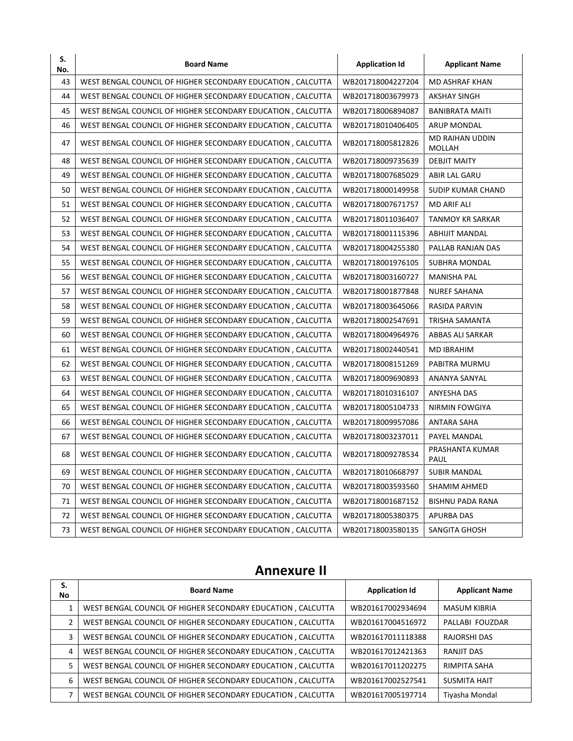| S. No. | Board Name | Application Id | Applicant Name |
|---|---|---|---|
| 43 | WEST BENGAL COUNCIL OF HIGHER SECONDARY EDUCATION , CALCUTTA | WB201718004227204 | MD ASHRAF KHAN |
| 44 | WEST BENGAL COUNCIL OF HIGHER SECONDARY EDUCATION , CALCUTTA | WB201718003679973 | AKSHAY SINGH |
| 45 | WEST BENGAL COUNCIL OF HIGHER SECONDARY EDUCATION , CALCUTTA | WB201718006894087 | BANIBRATA MAITI |
| 46 | WEST BENGAL COUNCIL OF HIGHER SECONDARY EDUCATION , CALCUTTA | WB201718010406405 | ARUP MONDAL |
| 47 | WEST BENGAL COUNCIL OF HIGHER SECONDARY EDUCATION , CALCUTTA | WB201718005812826 | MD RAIHAN UDDIN MOLLAH |
| 48 | WEST BENGAL COUNCIL OF HIGHER SECONDARY EDUCATION , CALCUTTA | WB201718009735639 | DEBJIT MAITY |
| 49 | WEST BENGAL COUNCIL OF HIGHER SECONDARY EDUCATION , CALCUTTA | WB201718007685029 | ABIR LAL GARU |
| 50 | WEST BENGAL COUNCIL OF HIGHER SECONDARY EDUCATION , CALCUTTA | WB201718000149958 | SUDIP KUMAR CHAND |
| 51 | WEST BENGAL COUNCIL OF HIGHER SECONDARY EDUCATION , CALCUTTA | WB201718007671757 | MD ARIF ALI |
| 52 | WEST BENGAL COUNCIL OF HIGHER SECONDARY EDUCATION , CALCUTTA | WB201718011036407 | TANMOY KR SARKAR |
| 53 | WEST BENGAL COUNCIL OF HIGHER SECONDARY EDUCATION , CALCUTTA | WB201718001115396 | ABHIJIT MANDAL |
| 54 | WEST BENGAL COUNCIL OF HIGHER SECONDARY EDUCATION , CALCUTTA | WB201718004255380 | PALLAB RANJAN DAS |
| 55 | WEST BENGAL COUNCIL OF HIGHER SECONDARY EDUCATION , CALCUTTA | WB201718001976105 | SUBHRA MONDAL |
| 56 | WEST BENGAL COUNCIL OF HIGHER SECONDARY EDUCATION , CALCUTTA | WB201718003160727 | MANISHA PAL |
| 57 | WEST BENGAL COUNCIL OF HIGHER SECONDARY EDUCATION , CALCUTTA | WB201718001877848 | NUREF SAHANA |
| 58 | WEST BENGAL COUNCIL OF HIGHER SECONDARY EDUCATION , CALCUTTA | WB201718003645066 | RASIDA PARVIN |
| 59 | WEST BENGAL COUNCIL OF HIGHER SECONDARY EDUCATION , CALCUTTA | WB201718002547691 | TRISHA SAMANTA |
| 60 | WEST BENGAL COUNCIL OF HIGHER SECONDARY EDUCATION , CALCUTTA | WB201718004964976 | ABBAS ALI SARKAR |
| 61 | WEST BENGAL COUNCIL OF HIGHER SECONDARY EDUCATION , CALCUTTA | WB201718002440541 | MD IBRAHIM |
| 62 | WEST BENGAL COUNCIL OF HIGHER SECONDARY EDUCATION , CALCUTTA | WB201718008151269 | PABITRA MURMU |
| 63 | WEST BENGAL COUNCIL OF HIGHER SECONDARY EDUCATION , CALCUTTA | WB201718009690893 | ANANYA SANYAL |
| 64 | WEST BENGAL COUNCIL OF HIGHER SECONDARY EDUCATION , CALCUTTA | WB201718010316107 | ANYESHA DAS |
| 65 | WEST BENGAL COUNCIL OF HIGHER SECONDARY EDUCATION , CALCUTTA | WB201718005104733 | NIRMIN FOWGIYA |
| 66 | WEST BENGAL COUNCIL OF HIGHER SECONDARY EDUCATION , CALCUTTA | WB201718009957086 | ANTARA SAHA |
| 67 | WEST BENGAL COUNCIL OF HIGHER SECONDARY EDUCATION , CALCUTTA | WB201718003237011 | PAYEL MANDAL |
| 68 | WEST BENGAL COUNCIL OF HIGHER SECONDARY EDUCATION , CALCUTTA | WB201718009278534 | PRASHANTA KUMAR PAUL |
| 69 | WEST BENGAL COUNCIL OF HIGHER SECONDARY EDUCATION , CALCUTTA | WB201718010668797 | SUBIR MANDAL |
| 70 | WEST BENGAL COUNCIL OF HIGHER SECONDARY EDUCATION , CALCUTTA | WB201718003593560 | SHAMIM AHMED |
| 71 | WEST BENGAL COUNCIL OF HIGHER SECONDARY EDUCATION , CALCUTTA | WB201718001687152 | BISHNU PADA RANA |
| 72 | WEST BENGAL COUNCIL OF HIGHER SECONDARY EDUCATION , CALCUTTA | WB201718005380375 | APURBA DAS |
| 73 | WEST BENGAL COUNCIL OF HIGHER SECONDARY EDUCATION , CALCUTTA | WB201718003580135 | SANGITA GHOSH |

## Annexure II

| S. No | Board Name | Application Id | Applicant Name |
|---|---|---|---|
| 1 | WEST BENGAL COUNCIL OF HIGHER SECONDARY EDUCATION , CALCUTTA | WB201617002934694 | MASUM KIBRIA |
| 2 | WEST BENGAL COUNCIL OF HIGHER SECONDARY EDUCATION , CALCUTTA | WB201617004516972 | PALLABI FOUZDAR |
| 3 | WEST BENGAL COUNCIL OF HIGHER SECONDARY EDUCATION , CALCUTTA | WB201617011118388 | RAJORSHI DAS |
| 4 | WEST BENGAL COUNCIL OF HIGHER SECONDARY EDUCATION , CALCUTTA | WB201617012421363 | RANJIT DAS |
| 5 | WEST BENGAL COUNCIL OF HIGHER SECONDARY EDUCATION , CALCUTTA | WB201617011202275 | RIMPITA SAHA |
| 6 | WEST BENGAL COUNCIL OF HIGHER SECONDARY EDUCATION , CALCUTTA | WB201617002527541 | SUSMITA HAIT |
| 7 | WEST BENGAL COUNCIL OF HIGHER SECONDARY EDUCATION , CALCUTTA | WB201617005197714 | Tiyasha Mondal |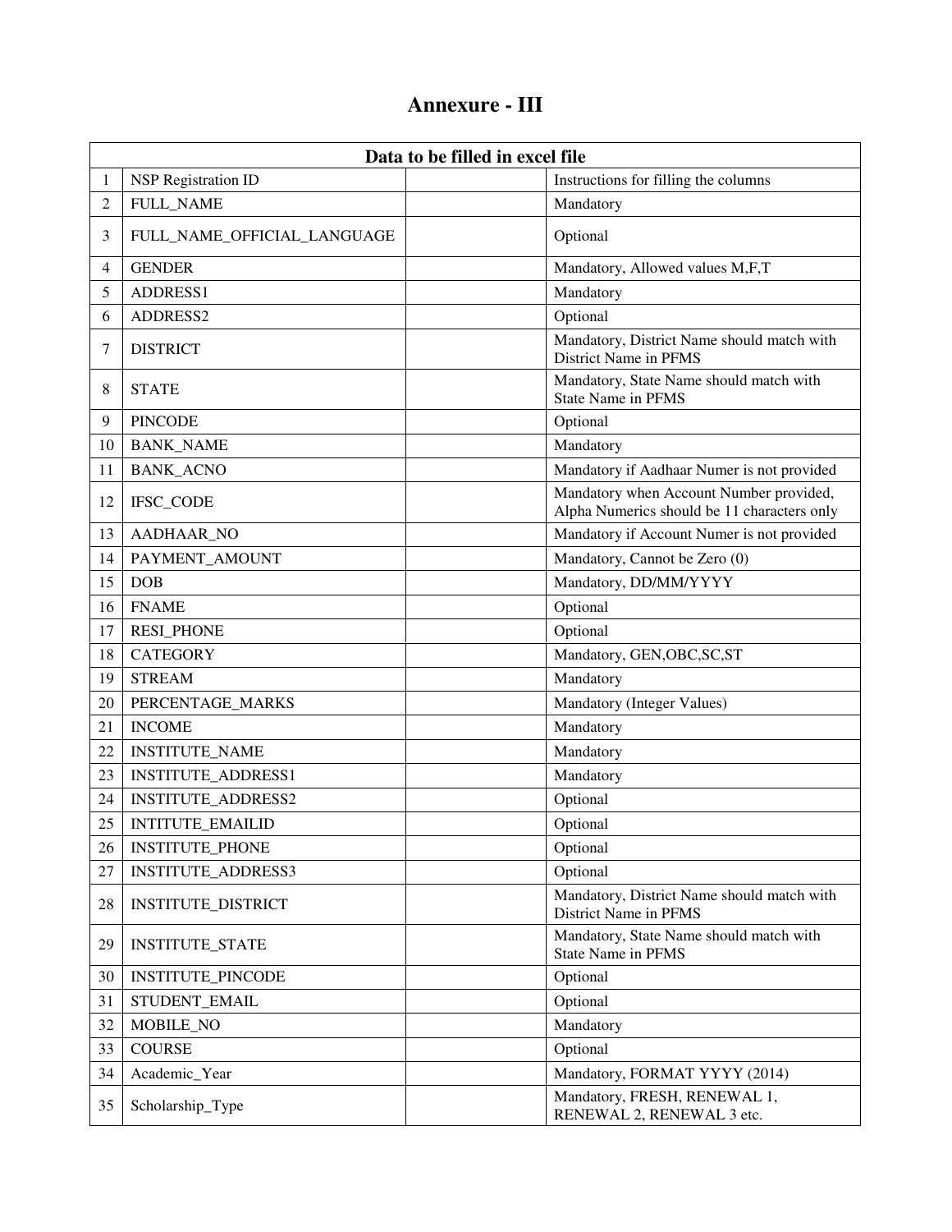# Annexure - III

| Data to be filled in excel file | | | |
|---|---|---|---|
| 1 | NSP Registration ID | | Instructions for filling the columns |
| 2 | FULL_NAME | | Mandatory |
| 3 | FULL_NAME_OFFICIAL_LANGUAGE | | Optional |
| 4 | GENDER | | Mandatory, Allowed values M,F,T |
| 5 | ADDRESS1 | | Mandatory |
| 6 | ADDRESS2 | | Optional |
| 7 | DISTRICT | | Mandatory, District Name should match with District Name in PFMS |
| 8 | STATE | | Mandatory, State Name should match with State Name in PFMS |
| 9 | PINCODE | | Optional |
| 10 | BANK_NAME | | Mandatory |
| 11 | BANK_ACNO | | Mandatory if Aadhaar Numer is not provided |
| 12 | IFSC_CODE | | Mandatory when Account Number provided, Alpha Numerics should be 11 characters only |
| 13 | AADHAAR_NO | | Mandatory if Account Numer is not provided |
| 14 | PAYMENT_AMOUNT | | Mandatory, Cannot be Zero (0) |
| 15 | DOB | | Mandatory, DD/MM/YYYY |
| 16 | FNAME | | Optional |
| 17 | RESI_PHONE | | Optional |
| 18 | CATEGORY | | Mandatory, GEN,OBC,SC,ST |
| 19 | STREAM | | Mandatory |
| 20 | PERCENTAGE_MARKS | | Mandatory (Integer Values) |
| 21 | INCOME | | Mandatory |
| 22 | INSTITUTE_NAME | | Mandatory |
| 23 | INSTITUTE_ADDRESS1 | | Mandatory |
| 24 | INSTITUTE_ADDRESS2 | | Optional |
| 25 | INTITUTE_EMAILID | | Optional |
| 26 | INSTITUTE_PHONE | | Optional |
| 27 | INSTITUTE_ADDRESS3 | | Optional |
| 28 | INSTITUTE_DISTRICT | | Mandatory, District Name should match with District Name in PFMS |
| 29 | INSTITUTE_STATE | | Mandatory, State Name should match with State Name in PFMS |
| 30 | INSTITUTE_PINCODE | | Optional |
| 31 | STUDENT_EMAIL | | Optional |
| 32 | MOBILE_NO | | Mandatory |
| 33 | COURSE | | Optional |
| 34 | Academic_Year | | Mandatory, FORMAT YYYY (2014) |
| 35 | Scholarship_Type | | Mandatory, FRESH, RENEWAL 1, RENEWAL 2, RENEWAL 3 etc. |